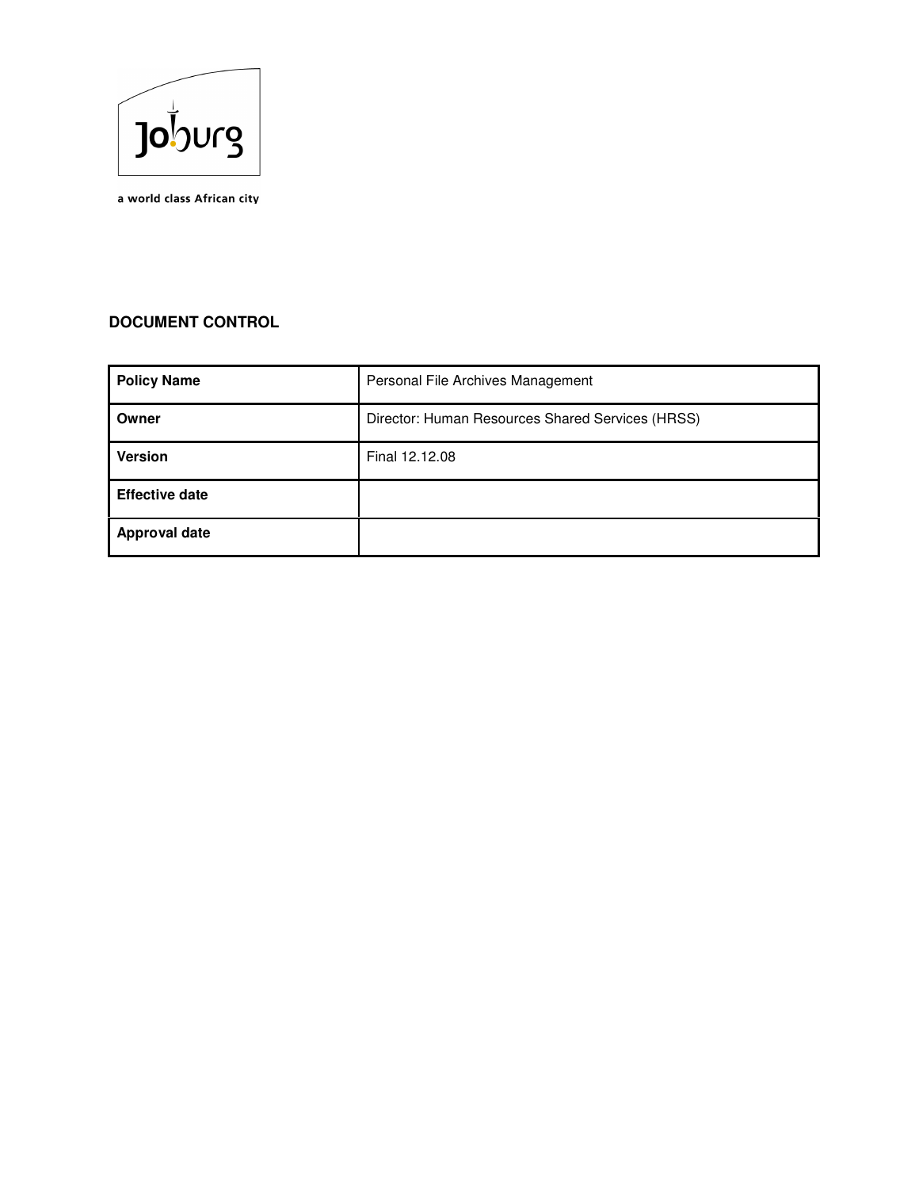Joburg

a world class African city

**DOCUMENT CONTROL**

| **Policy Name** | Personal File Archives Management |
|---|---|
| **Owner** | Director: Human Resources Shared Services (HRSS) |
| **Version** | Final 12.12.08 |
| **Effective date** | |
| **Approval date** | |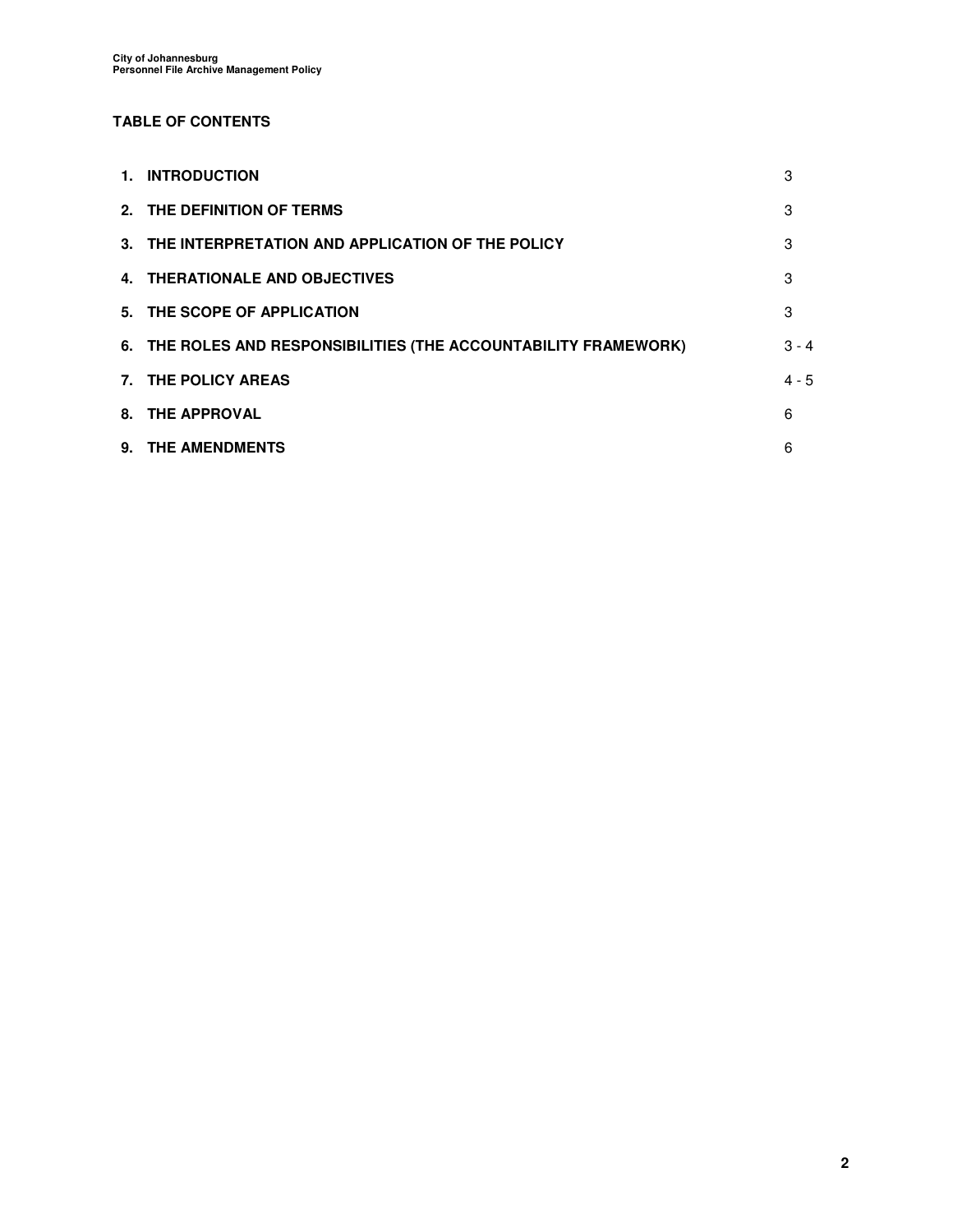## TABLE OF CONTENTS

| | | |
|---|---|---|
| 1. | **INTRODUCTION** | 3 |
| 2. | **THE DEFINITION OF TERMS** | 3 |
| 3. | **THE INTERPRETATION AND APPLICATION OF THE POLICY** | 3 |
| 4. | **THERATIONALE AND OBJECTIVES** | 3 |
| 5. | **THE SCOPE OF APPLICATION** | 3 |
| 6. | **THE ROLES AND RESPONSIBILITIES (THE ACCOUNTABILITY FRAMEWORK)** | 3 - 4 |
| 7. | **THE POLICY AREAS** | 4 - 5 |
| 8. | **THE APPROVAL** | 6 |
| 9. | **THE AMENDMENTS** | 6 |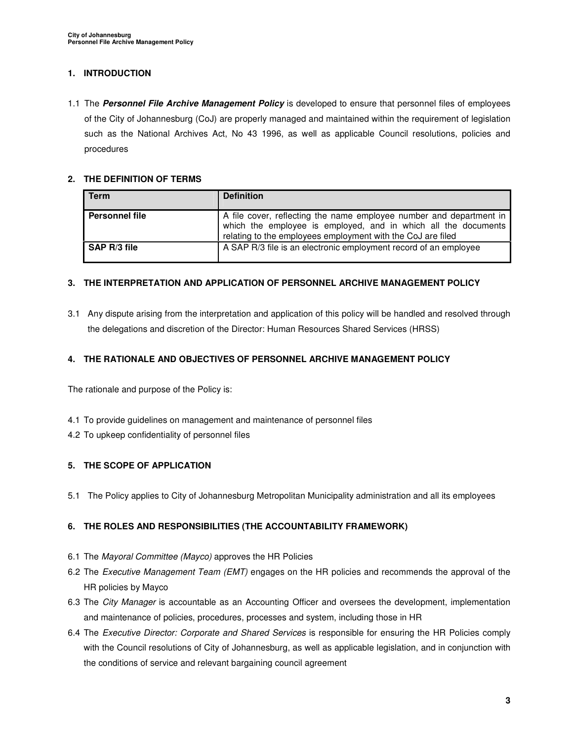## 1. INTRODUCTION

1.1 The ***Personnel File Archive Management Policy*** is developed to ensure that personnel files of employees of the City of Johannesburg (CoJ) are properly managed and maintained within the requirement of legislation such as the National Archives Act, No 43 1996, as well as applicable Council resolutions, policies and procedures

## 2. THE DEFINITION OF TERMS

| Term | Definition |
|---|---|
| **Personnel file** | A file cover, reflecting the name employee number and department in which the employee is employed, and in which all the documents relating to the employees employment with the CoJ are filed |
| **SAP R/3 file** | A SAP R/3 file is an electronic employment record of an employee |

## 3. THE INTERPRETATION AND APPLICATION OF PERSONNEL ARCHIVE MANAGEMENT POLICY

3.1 Any dispute arising from the interpretation and application of this policy will be handled and resolved through the delegations and discretion of the Director: Human Resources Shared Services (HRSS)

## 4. THE RATIONALE AND OBJECTIVES OF PERSONNEL ARCHIVE MANAGEMENT POLICY

The rationale and purpose of the Policy is:

4.1 To provide guidelines on management and maintenance of personnel files
4.2 To upkeep confidentiality of personnel files

## 5. THE SCOPE OF APPLICATION

5.1 The Policy applies to City of Johannesburg Metropolitan Municipality administration and all its employees

## 6. THE ROLES AND RESPONSIBILITIES (THE ACCOUNTABILITY FRAMEWORK)

6.1 The *Mayoral Committee (Mayco)* approves the HR Policies
6.2 The *Executive Management Team (EMT)* engages on the HR policies and recommends the approval of the HR policies by Mayco
6.3 The *City Manager* is accountable as an Accounting Officer and oversees the development, implementation and maintenance of policies, procedures, processes and system, including those in HR
6.4 The *Executive Director: Corporate and Shared Services* is responsible for ensuring the HR Policies comply with the Council resolutions of City of Johannesburg, as well as applicable legislation, and in conjunction with the conditions of service and relevant bargaining council agreement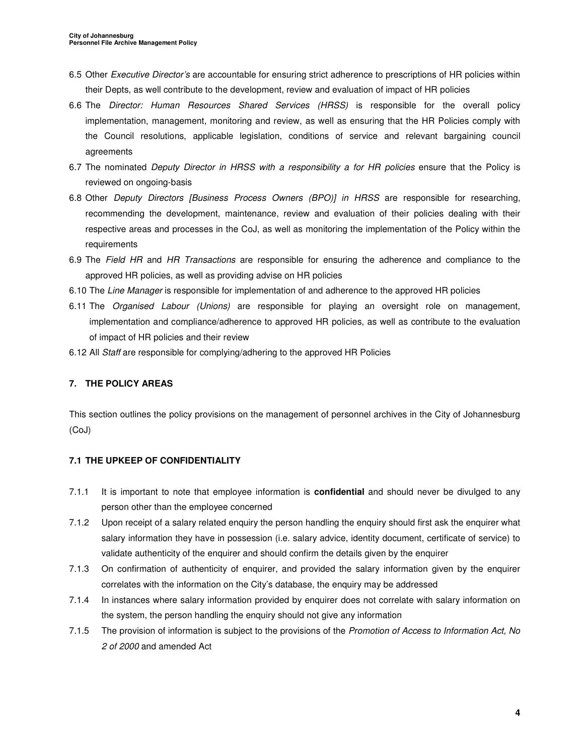6.5 Other *Executive Director's* are accountable for ensuring strict adherence to prescriptions of HR policies within their Depts, as well contribute to the development, review and evaluation of impact of HR policies

6.6 The *Director: Human Resources Shared Services (HRSS)* is responsible for the overall policy implementation, management, monitoring and review, as well as ensuring that the HR Policies comply with the Council resolutions, applicable legislation, conditions of service and relevant bargaining council agreements

6.7 The nominated *Deputy Director in HRSS with a responsibility a for HR policies* ensure that the Policy is reviewed on ongoing-basis

6.8 Other *Deputy Directors [Business Process Owners (BPO)] in HRSS* are responsible for researching, recommending the development, maintenance, review and evaluation of their policies dealing with their respective areas and processes in the CoJ, as well as monitoring the implementation of the Policy within the requirements

6.9 The *Field HR* and *HR Transactions* are responsible for ensuring the adherence and compliance to the approved HR policies, as well as providing advise on HR policies

6.10 The *Line Manager* is responsible for implementation of and adherence to the approved HR policies

6.11 The *Organised Labour (Unions)* are responsible for playing an oversight role on management, implementation and compliance/adherence to approved HR policies, as well as contribute to the evaluation of impact of HR policies and their review

6.12 All *Staff* are responsible for complying/adhering to the approved HR Policies

## 7. THE POLICY AREAS

This section outlines the policy provisions on the management of personnel archives in the City of Johannesburg (CoJ)

### 7.1 THE UPKEEP OF CONFIDENTIALITY

7.1.1 It is important to note that employee information is **confidential** and should never be divulged to any person other than the employee concerned

7.1.2 Upon receipt of a salary related enquiry the person handling the enquiry should first ask the enquirer what salary information they have in possession (i.e. salary advice, identity document, certificate of service) to validate authenticity of the enquirer and should confirm the details given by the enquirer

7.1.3 On confirmation of authenticity of enquirer, and provided the salary information given by the enquirer correlates with the information on the City's database, the enquiry may be addressed

7.1.4 In instances where salary information provided by enquirer does not correlate with salary information on the system, the person handling the enquiry should not give any information

7.1.5 The provision of information is subject to the provisions of the *Promotion of Access to Information Act, No 2 of 2000* and amended Act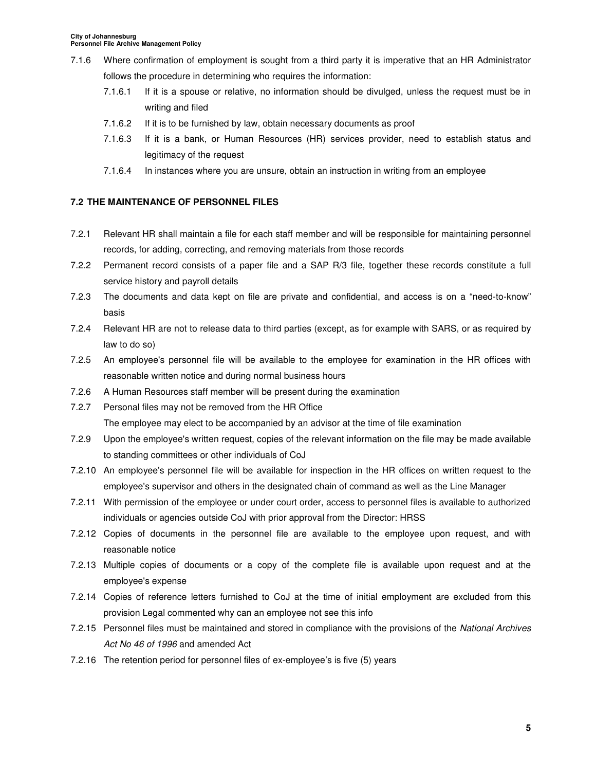7.1.6 Where confirmation of employment is sought from a third party it is imperative that an HR Administrator follows the procedure in determining who requires the information:

  7.1.6.1 If it is a spouse or relative, no information should be divulged, unless the request must be in writing and filed

  7.1.6.2 If it is to be furnished by law, obtain necessary documents as proof

  7.1.6.3 If it is a bank, or Human Resources (HR) services provider, need to establish status and legitimacy of the request

  7.1.6.4 In instances where you are unsure, obtain an instruction in writing from an employee

### 7.2 THE MAINTENANCE OF PERSONNEL FILES

7.2.1 Relevant HR shall maintain a file for each staff member and will be responsible for maintaining personnel records, for adding, correcting, and removing materials from those records

7.2.2 Permanent record consists of a paper file and a SAP R/3 file, together these records constitute a full service history and payroll details

7.2.3 The documents and data kept on file are private and confidential, and access is on a "need-to-know" basis

7.2.4 Relevant HR are not to release data to third parties (except, as for example with SARS, or as required by law to do so)

7.2.5 An employee's personnel file will be available to the employee for examination in the HR offices with reasonable written notice and during normal business hours

7.2.6 A Human Resources staff member will be present during the examination

7.2.7 Personal files may not be removed from the HR Office
The employee may elect to be accompanied by an advisor at the time of file examination

7.2.9 Upon the employee's written request, copies of the relevant information on the file may be made available to standing committees or other individuals of CoJ

7.2.10 An employee's personnel file will be available for inspection in the HR offices on written request to the employee's supervisor and others in the designated chain of command as well as the Line Manager

7.2.11 With permission of the employee or under court order, access to personnel files is available to authorized individuals or agencies outside CoJ with prior approval from the Director: HRSS

7.2.12 Copies of documents in the personnel file are available to the employee upon request, and with reasonable notice

7.2.13 Multiple copies of documents or a copy of the complete file is available upon request and at the employee's expense

7.2.14 Copies of reference letters furnished to CoJ at the time of initial employment are excluded from this provision Legal commented why can an employee not see this info

7.2.15 Personnel files must be maintained and stored in compliance with the provisions of the *National Archives Act No 46 of 1996* and amended Act

7.2.16 The retention period for personnel files of ex-employee's is five (5) years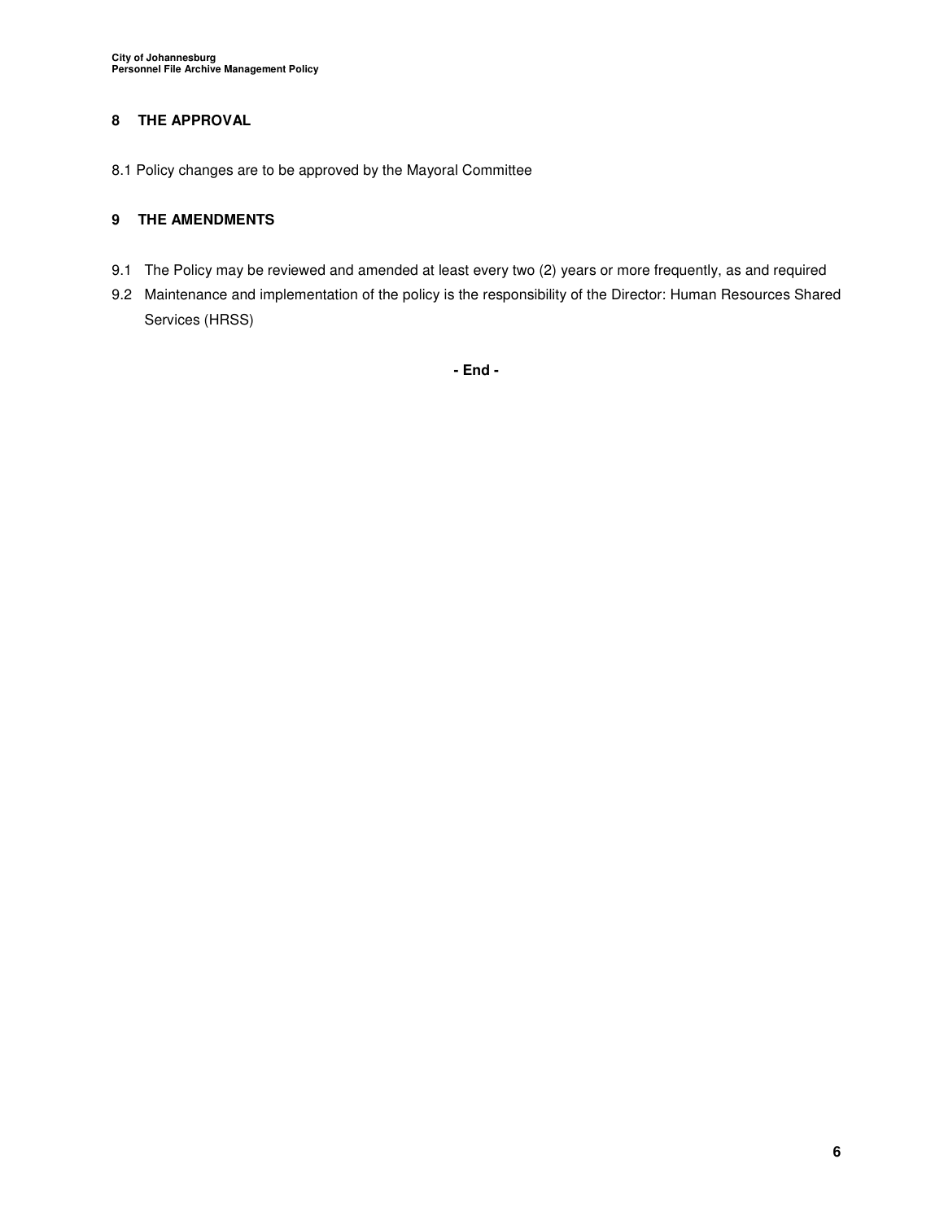## 8 THE APPROVAL

8.1 Policy changes are to be approved by the Mayoral Committee

## 9 THE AMENDMENTS

9.1 The Policy may be reviewed and amended at least every two (2) years or more frequently, as and required

9.2 Maintenance and implementation of the policy is the responsibility of the Director: Human Resources Shared Services (HRSS)

**- End -**